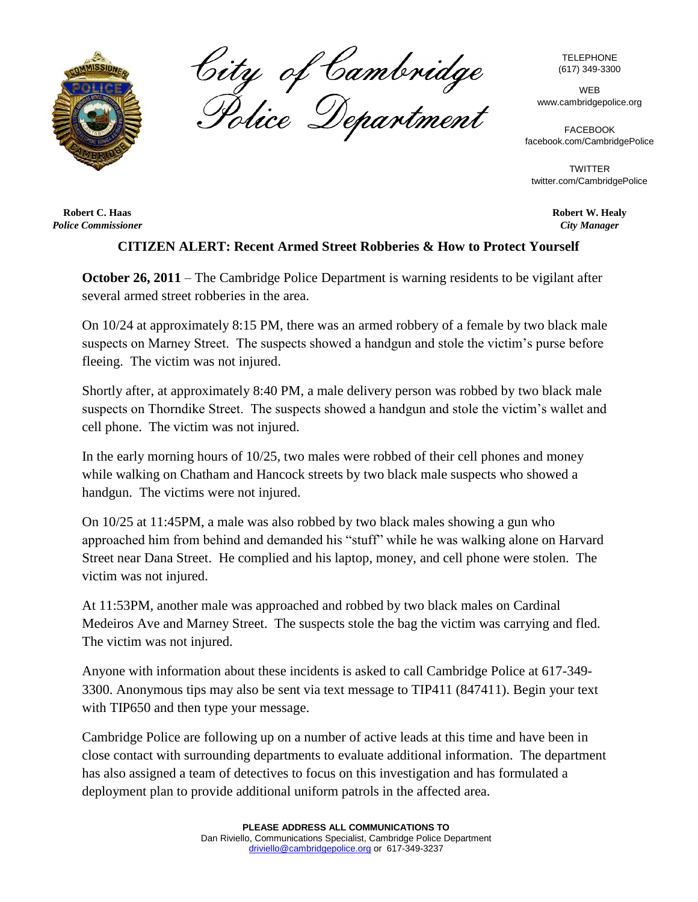# City of Cambridge Police Department

TELEPHONE
(617) 349-3300

WEB
www.cambridgepolice.org

FACEBOOK
facebook.com/CambridgePolice

TWITTER
twitter.com/CambridgePolice

**Robert C. Haas**
*Police Commissioner*

**Robert W. Healy**
*City Manager*

## CITIZEN ALERT: Recent Armed Street Robberies & How to Protect Yourself

**October 26, 2011** – The Cambridge Police Department is warning residents to be vigilant after several armed street robberies in the area.

On 10/24 at approximately 8:15 PM, there was an armed robbery of a female by two black male suspects on Marney Street. The suspects showed a handgun and stole the victim's purse before fleeing. The victim was not injured.

Shortly after, at approximately 8:40 PM, a male delivery person was robbed by two black male suspects on Thorndike Street. The suspects showed a handgun and stole the victim's wallet and cell phone. The victim was not injured.

In the early morning hours of 10/25, two males were robbed of their cell phones and money while walking on Chatham and Hancock streets by two black male suspects who showed a handgun. The victims were not injured.

On 10/25 at 11:45PM, a male was also robbed by two black males showing a gun who approached him from behind and demanded his "stuff" while he was walking alone on Harvard Street near Dana Street. He complied and his laptop, money, and cell phone were stolen. The victim was not injured.

At 11:53PM, another male was approached and robbed by two black males on Cardinal Medeiros Ave and Marney Street. The suspects stole the bag the victim was carrying and fled. The victim was not injured.

Anyone with information about these incidents is asked to call Cambridge Police at 617-349-3300. Anonymous tips may also be sent via text message to TIP411 (847411). Begin your text with TIP650 and then type your message.

Cambridge Police are following up on a number of active leads at this time and have been in close contact with surrounding departments to evaluate additional information. The department has also assigned a team of detectives to focus on this investigation and has formulated a deployment plan to provide additional uniform patrols in the affected area.

**PLEASE ADDRESS ALL COMMUNICATIONS TO**
Dan Riviello, Communications Specialist, Cambridge Police Department
driviello@cambridgepolice.org or 617-349-3237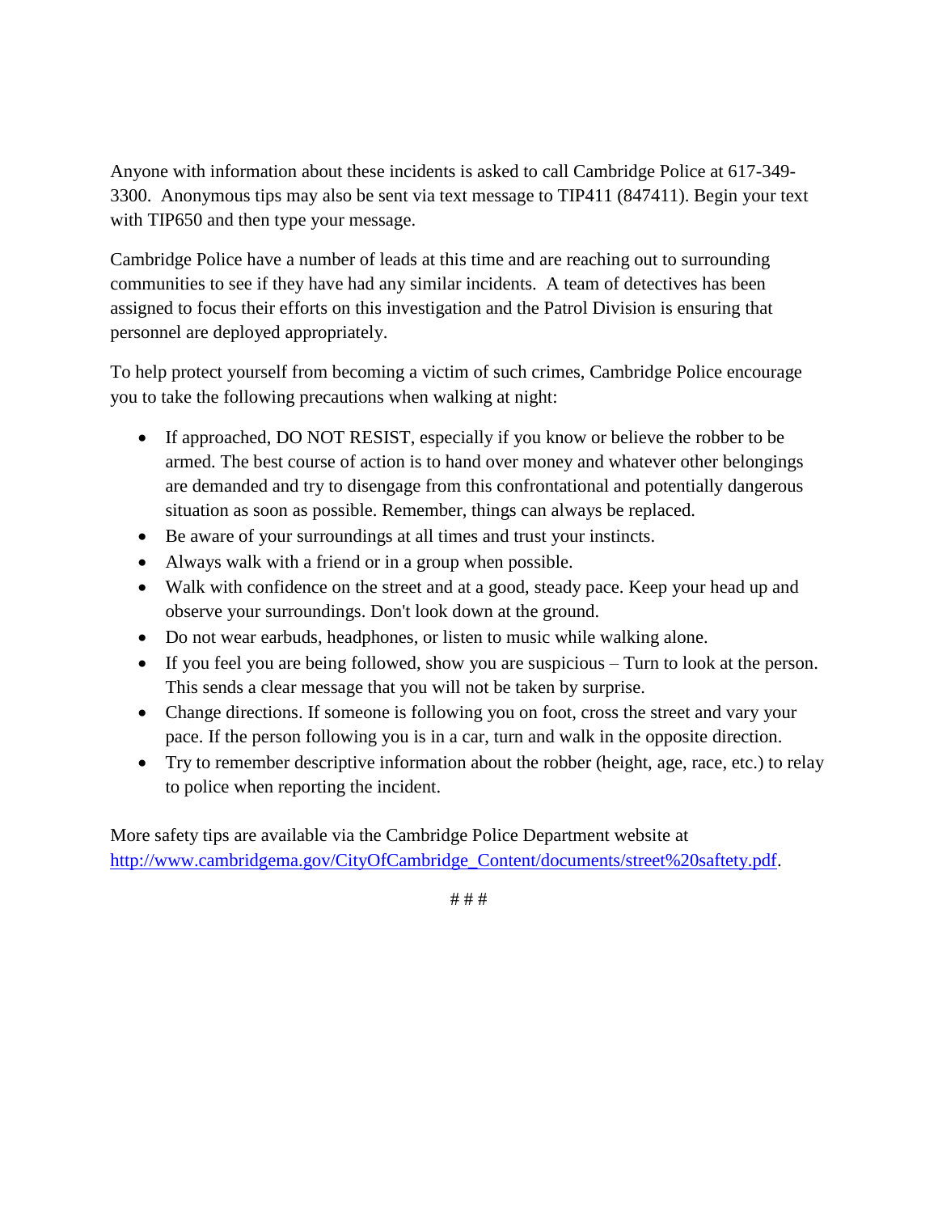Anyone with information about these incidents is asked to call Cambridge Police at 617-349-3300. Anonymous tips may also be sent via text message to TIP411 (847411). Begin your text with TIP650 and then type your message.

Cambridge Police have a number of leads at this time and are reaching out to surrounding communities to see if they have had any similar incidents. A team of detectives has been assigned to focus their efforts on this investigation and the Patrol Division is ensuring that personnel are deployed appropriately.

To help protect yourself from becoming a victim of such crimes, Cambridge Police encourage you to take the following precautions when walking at night:

- If approached, DO NOT RESIST, especially if you know or believe the robber to be armed. The best course of action is to hand over money and whatever other belongings are demanded and try to disengage from this confrontational and potentially dangerous situation as soon as possible. Remember, things can always be replaced.
- Be aware of your surroundings at all times and trust your instincts.
- Always walk with a friend or in a group when possible.
- Walk with confidence on the street and at a good, steady pace. Keep your head up and observe your surroundings. Don't look down at the ground.
- Do not wear earbuds, headphones, or listen to music while walking alone.
- If you feel you are being followed, show you are suspicious – Turn to look at the person. This sends a clear message that you will not be taken by surprise.
- Change directions. If someone is following you on foot, cross the street and vary your pace. If the person following you is in a car, turn and walk in the opposite direction.
- Try to remember descriptive information about the robber (height, age, race, etc.) to relay to police when reporting the incident.

More safety tips are available via the Cambridge Police Department website at http://www.cambridgema.gov/CityOfCambridge_Content/documents/street%20saftety.pdf.

# # #